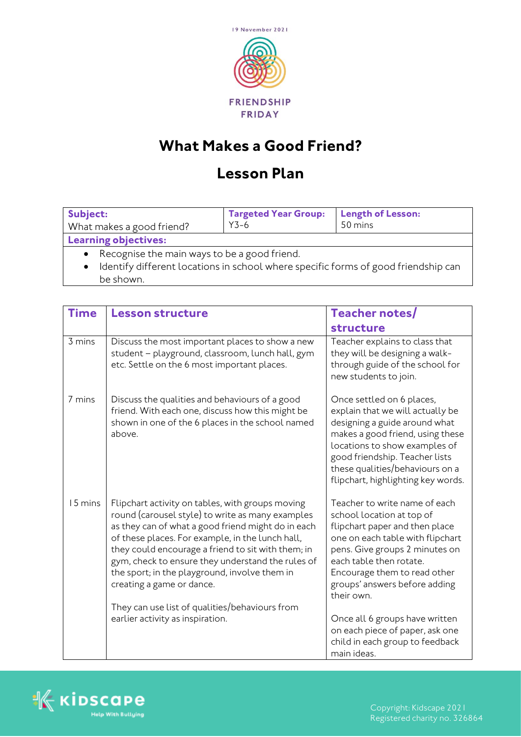19 November 2021

FRIENDSHIP FRIDAY

# What Makes a Good Friend?

# Lesson Plan

| **Subject:** What makes a good friend? | **Targeted Year Group:** Y3-6 | **Length of Lesson:** 50 mins |
|---|---|---|
| **Learning objectives:** | | |
| • Recognise the main ways to be a good friend. • Identify different locations in school where specific forms of good friendship can be shown. | | |

| **Time** | **Lesson structure** | **Teacher notes/ structure** |
|---|---|---|
| 3 mins | Discuss the most important places to show a new student – playground, classroom, lunch hall, gym etc. Settle on the 6 most important places. | Teacher explains to class that they will be designing a walk-through guide of the school for new students to join. |
| 7 mins | Discuss the qualities and behaviours of a good friend. With each one, discuss how this might be shown in one of the 6 places in the school named above. | Once settled on 6 places, explain that we will actually be designing a guide around what makes a good friend, using these locations to show examples of good friendship. Teacher lists these qualities/behaviours on a flipchart, highlighting key words. |
| 15 mins | Flipchart activity on tables, with groups moving round (carousel style) to write as many examples as they can of what a good friend might do in each of these places. For example, in the lunch hall, they could encourage a friend to sit with them; in gym, check to ensure they understand the rules of the sport; in the playground, involve them in creating a game or dance. <br><br> They can use list of qualities/behaviours from earlier activity as inspiration. | Teacher to write name of each school location at top of flipchart paper and then place one on each table with flipchart pens. Give groups 2 minutes on each table then rotate. Encourage them to read other groups' answers before adding their own. <br><br> Once all 6 groups have written on each piece of paper, ask one child in each group to feedback main ideas. |

Kidscape Help With Bullying

Copyright: Kidscape 2021
Registered charity no. 326864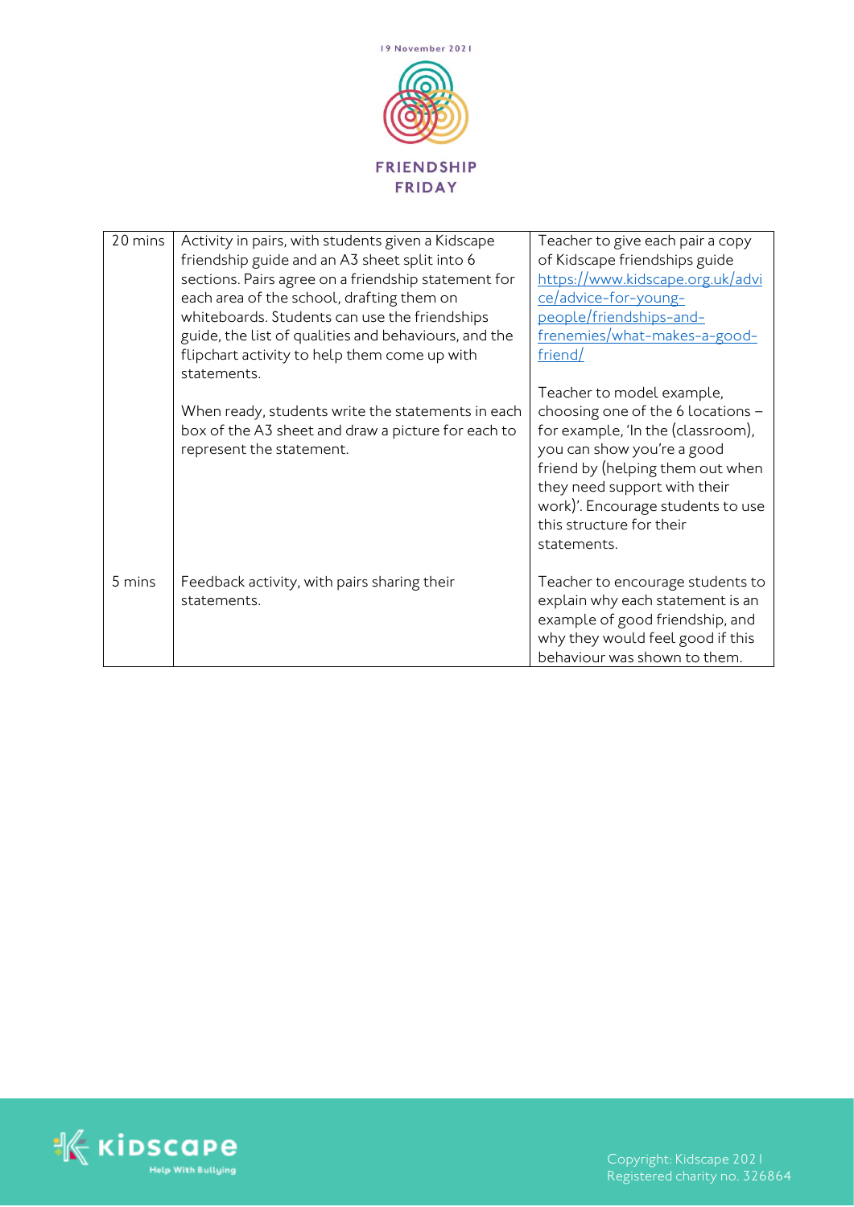| | | |
|---|---|---|
| 20 mins | Activity in pairs, with students given a Kidscape friendship guide and an A3 sheet split into 6 sections. Pairs agree on a friendship statement for each area of the school, drafting them on whiteboards. Students can use the friendships guide, the list of qualities and behaviours, and the flipchart activity to help them come up with statements.<br><br>When ready, students write the statements in each box of the A3 sheet and draw a picture for each to represent the statement. | Teacher to give each pair a copy of Kidscape friendships guide [https://www.kidscape.org.uk/advice/advice-for-young-people/friendships-and-frenemies/what-makes-a-good-friend/](https://www.kidscape.org.uk/advice/advice-for-young-people/friendships-and-frenemies/what-makes-a-good-friend/)<br><br>Teacher to model example, choosing one of the 6 locations – for example, 'In the (classroom), you can show you're a good friend by (helping them out when they need support with their work)'. Encourage students to use this structure for their statements. |
| 5 mins | Feedback activity, with pairs sharing their statements. | Teacher to encourage students to explain why each statement is an example of good friendship, and why they would feel good if this behaviour was shown to them. |